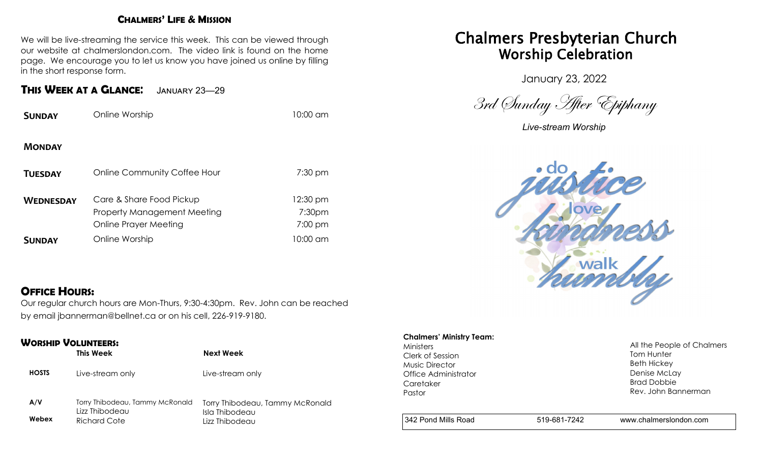## Chalmers' Life & Mission

We will be live-streaming the service this week. This can be viewed through our website at chalmerslondon.com. The video link is found on the home page. We encourage you to let us know you have joined us online by filling in the short response form.

## This Week at a Glance: January 23—29

| | | |
|---|---|---|
| **Sunday** | Online Worship | 10:00 am |
| **Monday** | | |
| **Tuesday** | Online Community Coffee Hour | 7:30 pm |
| **Wednesday** | Care & Share Food Pickup | 12:30 pm |
| | Property Management Meeting | 7:30pm |
| | Online Prayer Meeting | 7:00 pm |
| **Sunday** | Online Worship | 10:00 am |

## Office Hours:

Our regular church hours are Mon-Thurs, 9:30-4:30pm. Rev. John can be reached by email jbannerman@bellnet.ca or on his cell, 226-919-9180.

## Worship Volunteers:

| | This Week | Next Week |
|---|---|---|
| **HOSTS** | Live-stream only | Live-stream only |
| **A/V** | Torry Thibodeau, Tammy McRonald, Lizz Thibodeau | Torry Thibodeau, Tammy McRonald, Isla Thibodeau |
| **Webex** | Richard Cote | Lizz Thibodeau |

# Chalmers Presbyterian Church
# Worship Celebration

January 23, 2022

*3rd Sunday After Epiphany*

*Live-stream Worship*

do justice
love kindness
walk humbly

**Chalmers' Ministry Team:**

| | |
|---|---|
| Ministers | All the People of Chalmers |
| Clerk of Session | Tom Hunter |
| Music Director | Beth Hickey |
| Office Administrator | Denise McLay |
| Caretaker | Brad Dobbie |
| Pastor | Rev. John Bannerman |

| | | |
|---|---|---|
| 342 Pond Mills Road | 519-681-7242 | www.chalmerslondon.com |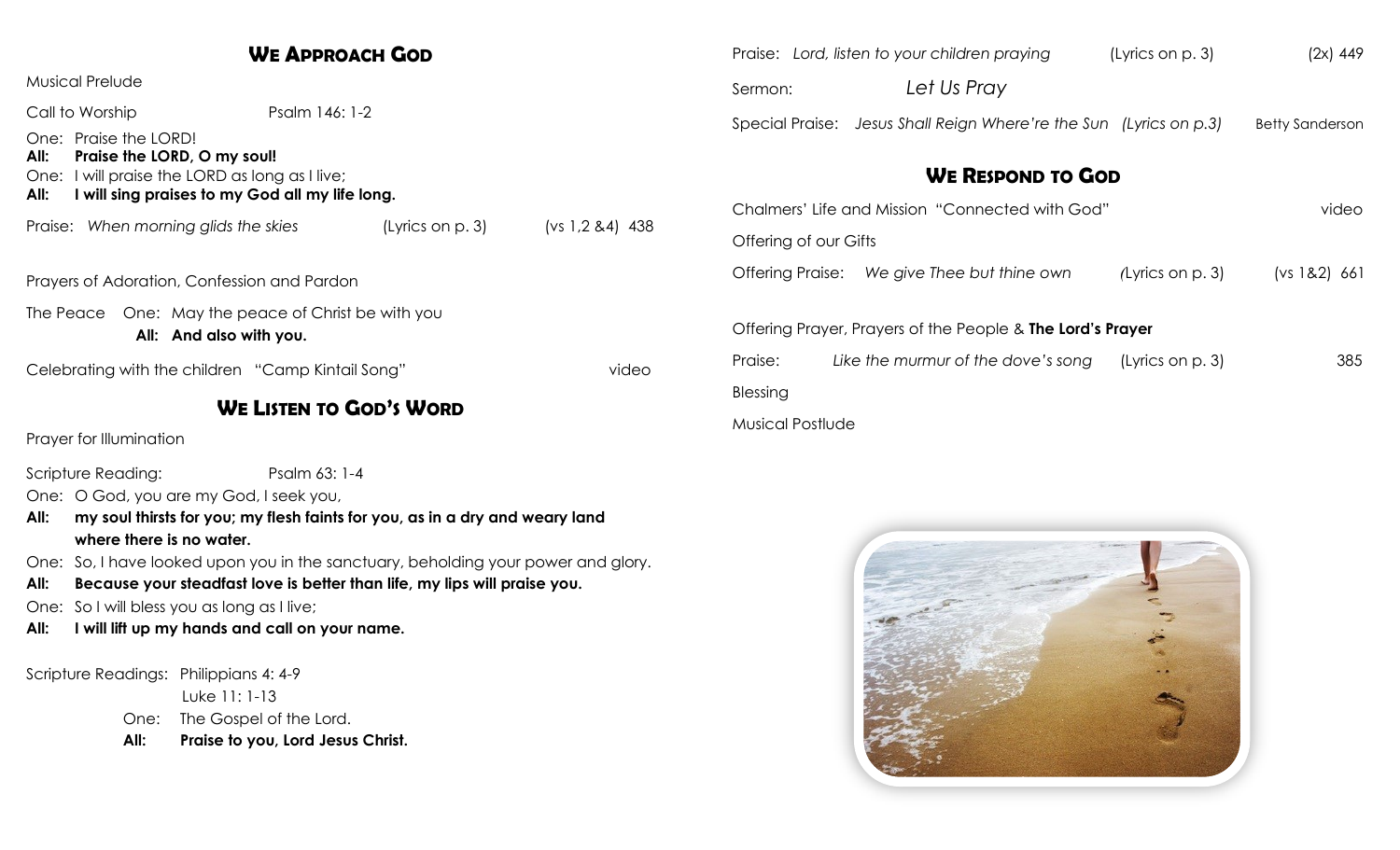## We Approach God

Musical Prelude

Call to Worship — Psalm 146: 1-2

One: Praise the LORD!
**All: Praise the LORD, O my soul!**
One: I will praise the LORD as long as I live;
**All: I will sing praises to my God all my life long.**

Praise: *When morning glids the skies* (Lyrics on p. 3) (vs 1,2 &4) 438

Prayers of Adoration, Confession and Pardon

The Peace One: May the peace of Christ be with you
**All: And also with you.**

Celebrating with the children "Camp Kintail Song" video

## We Listen to God's Word

Prayer for Illumination

Scripture Reading: Psalm 63: 1-4

One: O God, you are my God, I seek you,
**All: my soul thirsts for you; my flesh faints for you, as in a dry and weary land where there is no water.**
One: So, I have looked upon you in the sanctuary, beholding your power and glory.
**All: Because your steadfast love is better than life, my lips will praise you.**
One: So I will bless you as long as I live;
**All: I will lift up my hands and call on your name.**

Scripture Readings: Philippians 4: 4-9
Luke 11: 1-13

One: The Gospel of the Lord.
**All: Praise to you, Lord Jesus Christ.**

Praise: *Lord, listen to your children praying* (Lyrics on p. 3) (2x) 449

Sermon: *Let Us Pray*

Special Praise: *Jesus Shall Reign Where're the Sun* (Lyrics on p.3) Betty Sanderson

## We Respond to God

Chalmers' Life and Mission "Connected with God" video

Offering of our Gifts

Offering Praise: *We give Thee but thine own* (Lyrics on p. 3) (vs 1&2) 661

Offering Prayer, Prayers of the People & **The Lord's Prayer**

Praise: *Like the murmur of the dove's song* (Lyrics on p. 3) 385

Blessing

Musical Postlude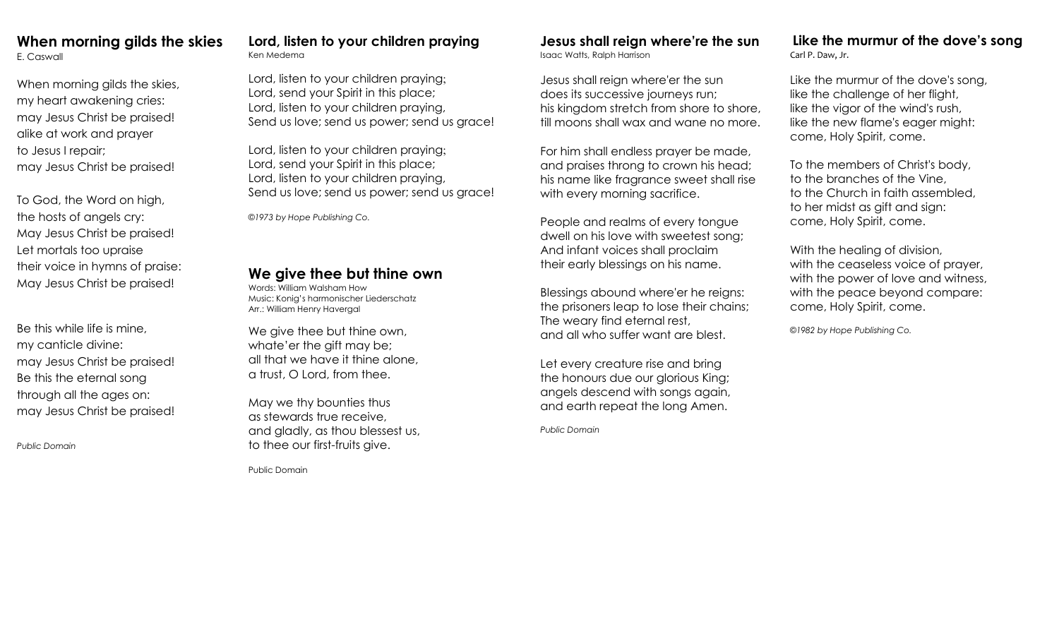## When morning gilds the skies

E. Caswall

When morning gilds the skies,
my heart awakening cries:
may Jesus Christ be praised!
alike at work and prayer
to Jesus I repair;
may Jesus Christ be praised!

To God, the Word on high,
the hosts of angels cry:
May Jesus Christ be praised!
Let mortals too upraise
their voice in hymns of praise:
May Jesus Christ be praised!

Be this while life is mine,
my canticle divine:
may Jesus Christ be praised!
Be this the eternal song
through all the ages on:
may Jesus Christ be praised!

*Public Domain*

## Lord, listen to your children praying

Ken Medema

Lord, listen to your children praying;
Lord, send your Spirit in this place;
Lord, listen to your children praying,
Send us love; send us power; send us grace!

Lord, listen to your children praying;
Lord, send your Spirit in this place;
Lord, listen to your children praying,
Send us love; send us power; send us grace!

*©1973 by Hope Publishing Co.*

## We give thee but thine own

Words: William Walsham How
Music: Konig's harmonischer Liederschatz
Arr.: William Henry Havergal

We give thee but thine own,
whate'er the gift may be;
all that we have it thine alone,
a trust, O Lord, from thee.

May we thy bounties thus
as stewards true receive,
and gladly, as thou blessest us,
to thee our first-fruits give.

Public Domain

## Jesus shall reign where're the sun

Isaac Watts, Ralph Harrison

Jesus shall reign where'er the sun
does its successive journeys run;
his kingdom stretch from shore to shore,
till moons shall wax and wane no more.

For him shall endless prayer be made,
and praises throng to crown his head;
his name like fragrance sweet shall rise
with every morning sacrifice.

People and realms of every tongue
dwell on his love with sweetest song;
And infant voices shall proclaim
their early blessings on his name.

Blessings abound where'er he reigns:
the prisoners leap to lose their chains;
The weary find eternal rest,
and all who suffer want are blest.

Let every creature rise and bring
the honours due our glorious King;
angels descend with songs again,
and earth repeat the long Amen.

*Public Domain*

## Like the murmur of the dove's song

Carl P. Daw, Jr.

Like the murmur of the dove's song,
like the challenge of her flight,
like the vigor of the wind's rush,
like the new flame's eager might:
come, Holy Spirit, come.

To the members of Christ's body,
to the branches of the Vine,
to the Church in faith assembled,
to her midst as gift and sign:
come, Holy Spirit, come.

With the healing of division,
with the ceaseless voice of prayer,
with the power of love and witness,
with the peace beyond compare:
come, Holy Spirit, come.

*©1982 by Hope Publishing Co.*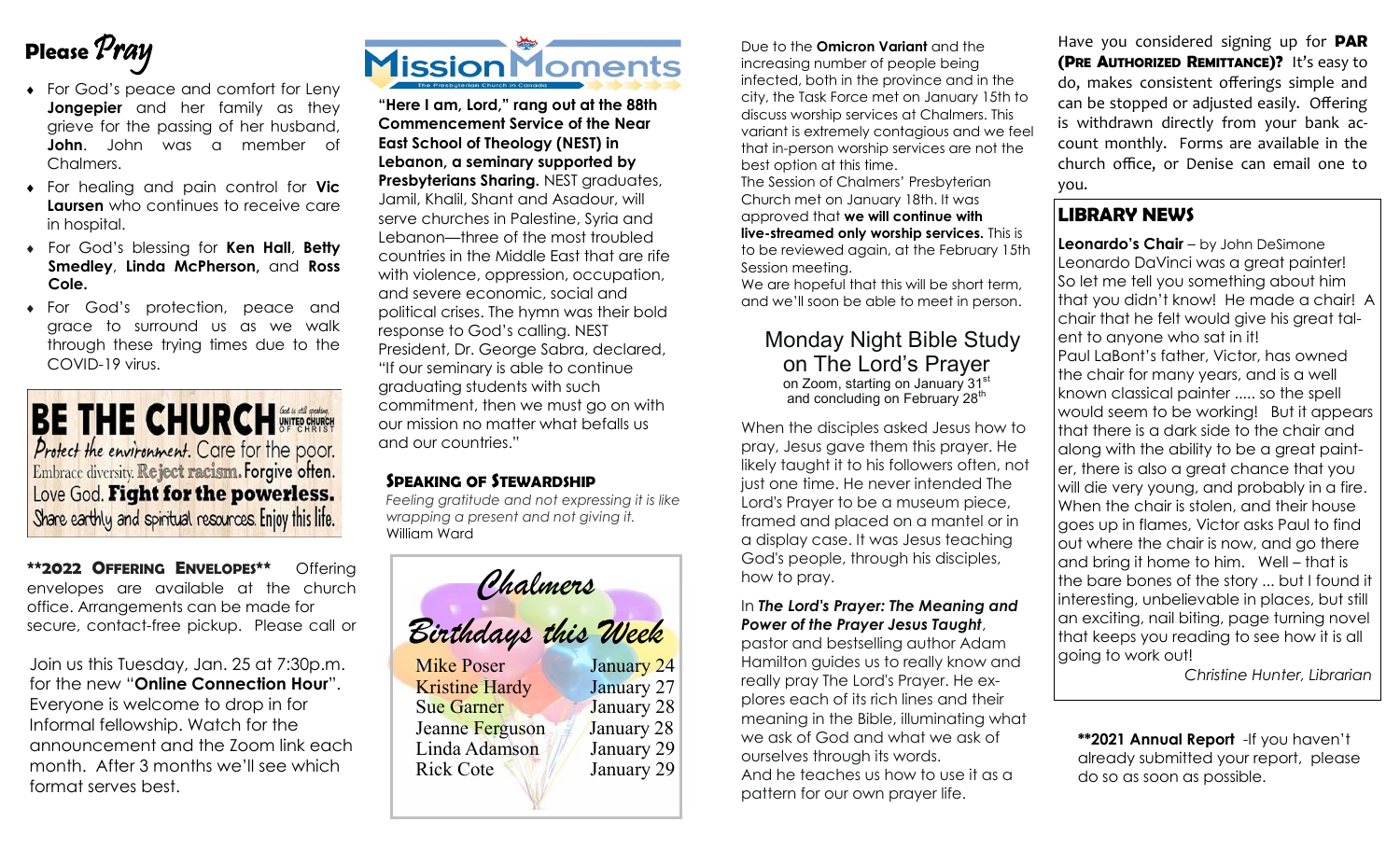# Please *Pray*

- For God's peace and comfort for Leny **Jongepier** and her family as they grieve for the passing of her husband, **John**. John was a member of Chalmers.
- For healing and pain control for **Vic Laursen** who continues to receive care in hospital.
- For God's blessing for **Ken Hall**, **Betty Smedley**, **Linda McPherson,** and **Ross Cole.**
- For God's protection, peace and grace to surround us as we walk through these trying times due to the COVID-19 virus.

**BE THE CHURCH** God is still speaking, UNITED CHURCH OF CHRIST

*Protect the environment.* Care for the poor. Embrace diversity. **Reject racism.** Forgive often. Love God. **Fight for the powerless.** Share earthly and spiritual resources. Enjoy this life.

**\*\*2022 OFFERING ENVELOPES\*\*** Offering envelopes are available at the church office. Arrangements can be made for secure, contact-free pickup. Please call or

Join us this Tuesday, Jan. 25 at 7:30p.m. for the new "**Online Connection Hour**". Everyone is welcome to drop in for Informal fellowship. Watch for the announcement and the Zoom link each month. After 3 months we'll see which format serves best.

## Mission Moments

The Presbyterian Church in Canada

**"Here I am, Lord," rang out at the 88th Commencement Service of the Near East School of Theology (NEST) in Lebanon, a seminary supported by Presbyterians Sharing.** NEST graduates, Jamil, Khalil, Shant and Asadour, will serve churches in Palestine, Syria and Lebanon—three of the most troubled countries in the Middle East that are rife with violence, oppression, occupation, and severe economic, social and political crises. The hymn was their bold response to God's calling. NEST President, Dr. George Sabra, declared, "If our seminary is able to continue graduating students with such commitment, then we must go on with our mission no matter what befalls us and our countries."

### Speaking of Stewardship

*Feeling gratitude and not expressing it is like wrapping a present and not giving it.*
William Ward

### *Chalmers Birthdays this Week*

| | |
|---|---|
| Mike Poser | January 24 |
| Kristine Hardy | January 27 |
| Sue Garner | January 28 |
| Jeanne Ferguson | January 28 |
| Linda Adamson | January 29 |
| Rick Cote | January 29 |

Due to the **Omicron Variant** and the increasing number of people being infected, both in the province and in the city, the Task Force met on January 15th to discuss worship services at Chalmers. This variant is extremely contagious and we feel that in-person worship services are not the best option at this time.
The Session of Chalmers' Presbyterian Church met on January 18th. It was approved that **we will continue with live-streamed only worship services.** This is to be reviewed again, at the February 15th Session meeting.
We are hopeful that this will be short term, and we'll soon be able to meet in person.

## Monday Night Bible Study on The Lord's Prayer

on Zoom, starting on January 31st and concluding on February 28th

When the disciples asked Jesus how to pray, Jesus gave them this prayer. He likely taught it to his followers often, not just one time. He never intended The Lord's Prayer to be a museum piece, framed and placed on a mantel or in a display case. It was Jesus teaching God's people, through his disciples, how to pray.

In ***The Lord's Prayer: The Meaning and Power of the Prayer Jesus Taught***, pastor and bestselling author Adam Hamilton guides us to really know and really pray The Lord's Prayer. He explores each of its rich lines and their meaning in the Bible, illuminating what we ask of God and what we ask of ourselves through its words.
And he teaches us how to use it as a pattern for our own prayer life.

Have you considered signing up for **PAR (Pre Authorized Remittance)?** It's easy to do, makes consistent offerings simple and can be stopped or adjusted easily. Offering is withdrawn directly from your bank account monthly. Forms are available in the church office, or Denise can email one to you.

## LIBRARY NEWS

**Leonardo's Chair** – by John DeSimone
Leonardo DaVinci was a great painter! So let me tell you something about him that you didn't know! He made a chair! A chair that he felt would give his great talent to anyone who sat in it!
Paul LaBont's father, Victor, has owned the chair for many years, and is a well known classical painter ..... so the spell would seem to be working! But it appears that there is a dark side to the chair and along with the ability to be a great painter, there is also a great chance that you will die very young, and probably in a fire. When the chair is stolen, and their house goes up in flames, Victor asks Paul to find out where the chair is now, and go there and bring it home to him. Well – that is the bare bones of the story ... but I found it interesting, unbelievable in places, but still an exciting, nail biting, page turning novel that keeps you reading to see how it is all going to work out!

*Christine Hunter, Librarian*

**\*\*2021 Annual Report** -If you haven't already submitted your report, please do so as soon as possible.